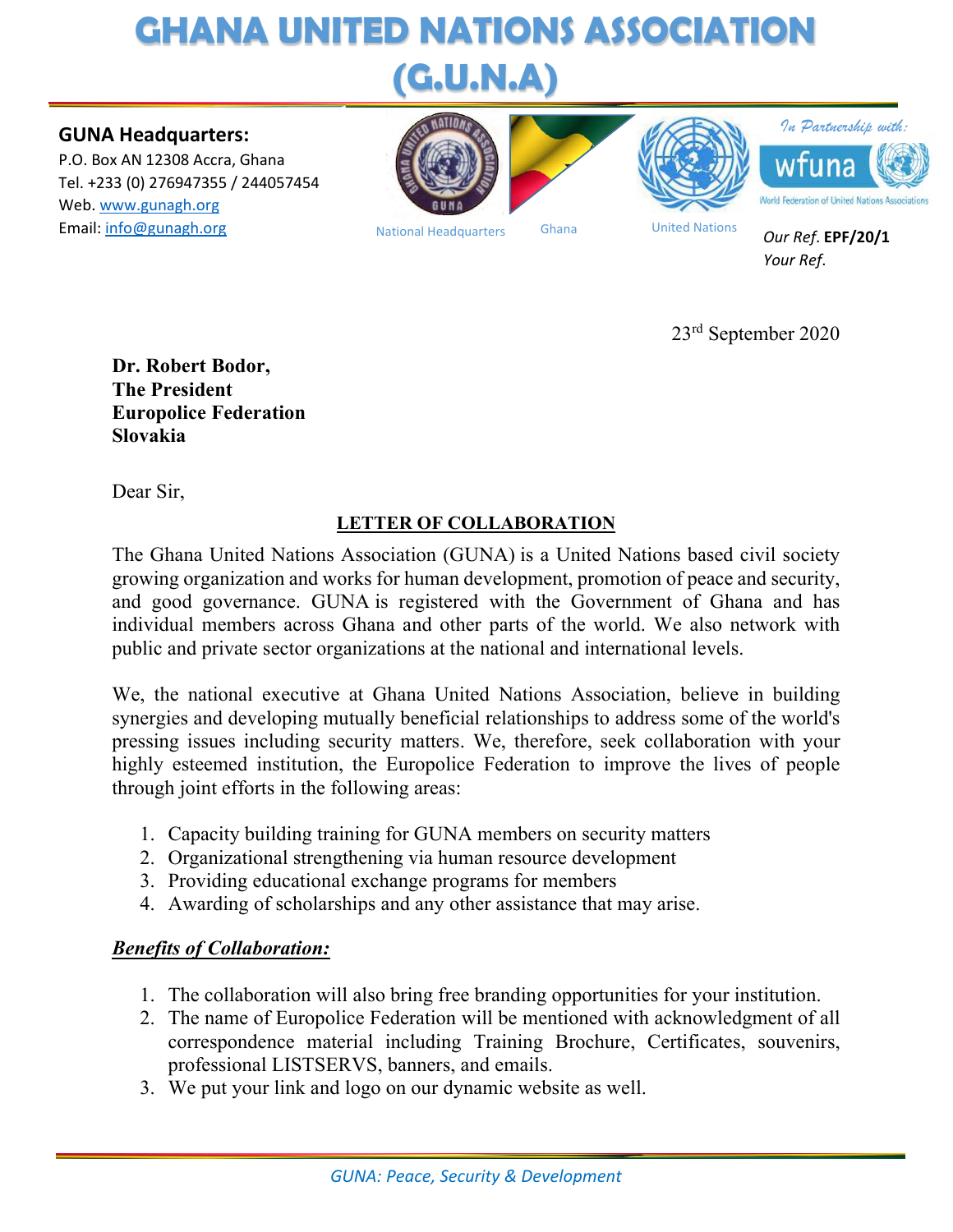# GHANA UNITED NATIONS ASSOCIATION (G.U.N.A)

**GUNA Headquarters:**
P.O. Box AN 12308 Accra, Ghana
Tel. +233 (0) 276947355 / 244057454
Web. www.gunagh.org
Email: info@gunagh.org

National Headquarters | Ghana | United Nations | *In Partnership with:* wfuna World Federation of United Nations Associations

*Our Ref.* **EPF/20/1**
*Your Ref.*

23rd September 2020

**Dr. Robert Bodor,**
**The President**
**Europolice Federation**
**Slovakia**

Dear Sir,

**LETTER OF COLLABORATION**

The Ghana United Nations Association (GUNA) is a United Nations based civil society growing organization and works for human development, promotion of peace and security, and good governance. GUNA is registered with the Government of Ghana and has individual members across Ghana and other parts of the world. We also network with public and private sector organizations at the national and international levels.

We, the national executive at Ghana United Nations Association, believe in building synergies and developing mutually beneficial relationships to address some of the world's pressing issues including security matters. We, therefore, seek collaboration with your highly esteemed institution, the Europolice Federation to improve the lives of people through joint efforts in the following areas:

1. Capacity building training for GUNA members on security matters
2. Organizational strengthening via human resource development
3. Providing educational exchange programs for members
4. Awarding of scholarships and any other assistance that may arise.

***Benefits of Collaboration:***

1. The collaboration will also bring free branding opportunities for your institution.
2. The name of Europolice Federation will be mentioned with acknowledgment of all correspondence material including Training Brochure, Certificates, souvenirs, professional LISTSERVS, banners, and emails.
3. We put your link and logo on our dynamic website as well.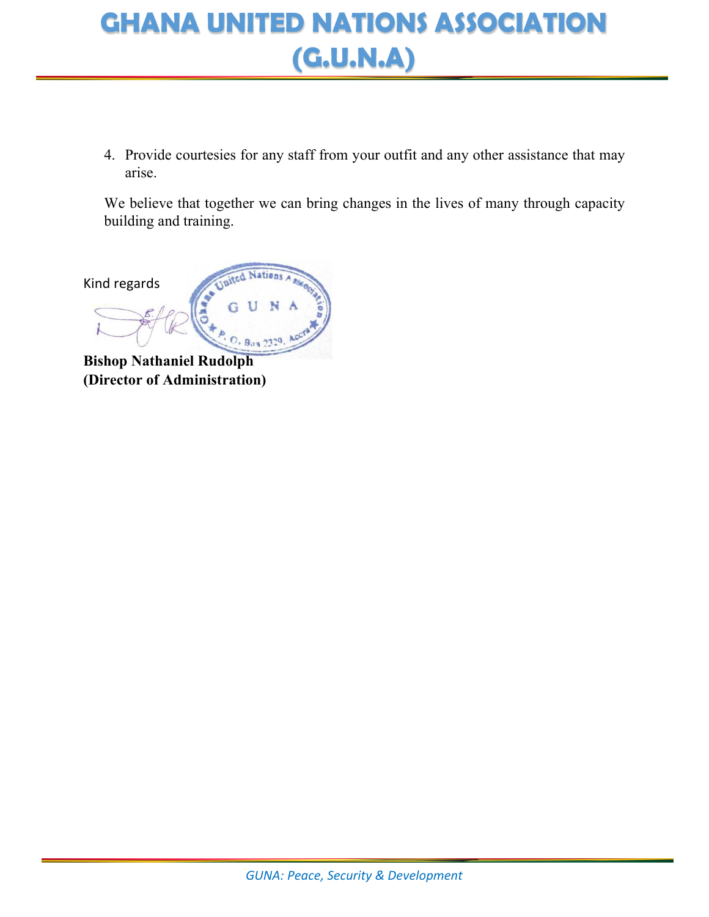4. Provide courtesies for any staff from your outfit and any other assistance that may arise.

We believe that together we can bring changes in the lives of many through capacity building and training.

Kind regards

**Bishop Nathaniel Rudolph**
**(Director of Administration)**